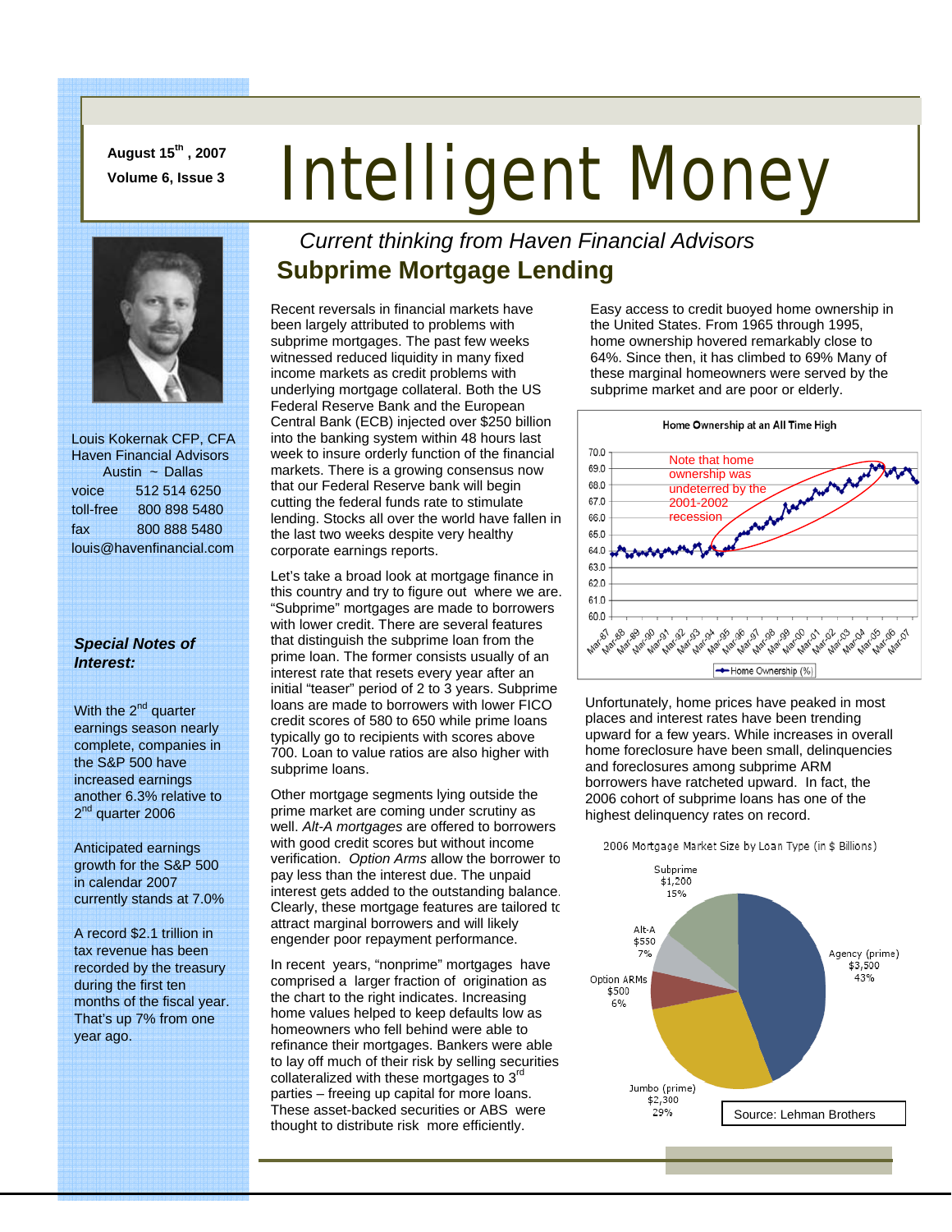August 15th, 2007

Volume 6, Issue 3

# Intelligent Money

*Current thinking from Haven Financial Advisors*

## Subprime Mortgage Lending

Recent reversals in financial markets have been largely attributed to problems with subprime mortgages. The past few weeks witnessed reduced liquidity in many fixed income markets as credit problems with underlying mortgage collateral. Both the US Federal Reserve Bank and the European Central Bank (ECB) injected over $250 billion into the banking system within 48 hours last week to insure orderly function of the financial markets. There is a growing consensus now that our Federal Reserve bank will begin cutting the federal funds rate to stimulate lending. Stocks all over the world have fallen in the last two weeks despite very healthy corporate earnings reports.

Let's take a broad look at mortgage finance in this country and try to figure out where we are. "Subprime" mortgages are made to borrowers with lower credit. There are several features that distinguish the subprime loan from the prime loan. The former consists usually of an interest rate that resets every year after an initial "teaser" period of 2 to 3 years. Subprime loans are made to borrowers with lower FICO credit scores of 580 to 650 while prime loans typically go to recipients with scores above 700. Loan to value ratios are also higher with subprime loans.

Other mortgage segments lying outside the prime market are coming under scrutiny as well. *Alt-A mortgages* are offered to borrowers with good credit scores but without income verification. *Option Arms* allow the borrower to pay less than the interest due. The unpaid interest gets added to the outstanding balance. Clearly, these mortgage features are tailored to attract marginal borrowers and will likely engender poor repayment performance.

In recent years, "nonprime" mortgages have comprised a larger fraction of origination as the chart to the right indicates. Increasing home values helped to keep defaults low as homeowners who fell behind were able to refinance their mortgages. Bankers were able to lay off much of their risk by selling securities collateralized with these mortgages to 3rd parties – freeing up capital for more loans. These asset-backed securities or ABS were thought to distribute risk more efficiently.

Easy access to credit buoyed home ownership in the United States. From 1965 through 1995, home ownership hovered remarkably close to 64%. Since then, it has climbed to 69% Many of these marginal homeowners were served by the subprime market and are poor or elderly.

**Home Ownership at an All Time High**

Note that home ownership was undeterred by the 2001-2002 recession

Home Ownership (%)

Unfortunately, home prices have peaked in most places and interest rates have been trending upward for a few years. While increases in overall home foreclosure have been small, delinquencies and foreclosures among subprime ARM borrowers have ratcheted upward. In fact, the 2006 cohort of subprime loans has one of the highest delinquency rates on record.

2006 Mortgage Market Size by Loan Type (in $ Billions)

| Loan Type | $ Billions | Share |
|---|---|---|
| Agency (prime) | $3,500 | 43% |
| Jumbo (prime) | $2,300 | 29% |
| Option ARMs | $500 | 6% |
| Alt-A | $550 | 7% |
| Subprime | $1,200 | 15% |

Source: Lehman Brothers

Louis Kokernak CFP, CFA
Haven Financial Advisors
Austin ~ Dallas

voice 512 514 6250
toll-free 800 898 5480
fax 800 888 5480
louis@havenfinancial.com

### *Special Notes of Interest:*

With the 2nd quarter earnings season nearly complete, companies in the S&P 500 have increased earnings another 6.3% relative to 2nd quarter 2006

Anticipated earnings growth for the S&P 500 in calendar 2007 currently stands at 7.0%

A record $2.1 trillion in tax revenue has been recorded by the treasury during the first ten months of the fiscal year. That's up 7% from one year ago.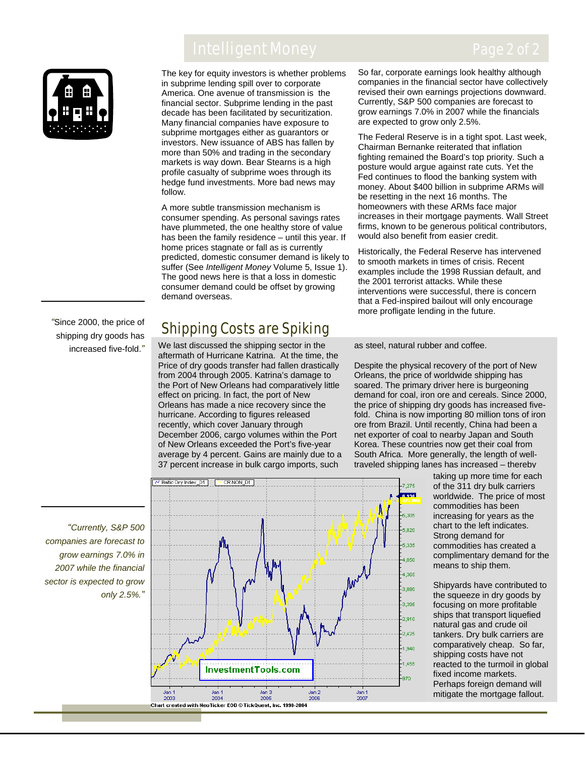The key for equity investors is whether problems in subprime lending spill over to corporate America. One avenue of transmission is the financial sector. Subprime lending in the past decade has been facilitated by securitization. Many financial companies have exposure to subprime mortgages either as guarantors or investors. New issuance of ABS has fallen by more than 50% and trading in the secondary markets is way down. Bear Stearns is a high profile casualty of subprime woes through its hedge fund investments. More bad news may follow.

A more subtle transmission mechanism is consumer spending. As personal savings rates have plummeted, the one healthy store of value has been the family residence – until this year. If home prices stagnate or fall as is currently predicted, domestic consumer demand is likely to suffer (See *Intelligent Money* Volume 5, Issue 1). The good news here is that a loss in domestic consumer demand could be offset by growing demand overseas.

So far, corporate earnings look healthy although companies in the financial sector have collectively revised their own earnings projections downward. Currently, S&P 500 companies are forecast to grow earnings 7.0% in 2007 while the financials are expected to grow only 2.5%.

The Federal Reserve is in a tight spot. Last week, Chairman Bernanke reiterated that inflation fighting remained the Board's top priority. Such a posture would argue against rate cuts. Yet the Fed continues to flood the banking system with money. About $400 billion in subprime ARMs will be resetting in the next 16 months. The homeowners with these ARMs face major increases in their mortgage payments. Wall Street firms, known to be generous political contributors, would also benefit from easier credit.

Historically, the Federal Reserve has intervened to smooth markets in times of crisis. Recent examples include the 1998 Russian default, and the 2001 terrorist attacks. While these interventions were successful, there is concern that a Fed-inspired bailout will only encourage more profligate lending in the future.

*"Since 2000, the price of shipping dry goods has increased five-fold."*

*"Currently, S&P 500 companies are forecast to grow earnings 7.0% in 2007 while the financial sector is expected to grow only 2.5%."*

## Shipping Costs are Spiking

We last discussed the shipping sector in the aftermath of Hurricane Katrina. At the time, the Price of dry goods transfer had fallen drastically from 2004 through 2005. Katrina's damage to the Port of New Orleans had comparatively little effect on pricing. In fact, the port of New Orleans has made a nice recovery since the hurricane. According to figures released recently, which cover January through December 2006, cargo volumes within the Port of New Orleans exceeded the Port's five-year average by 4 percent. Gains are mainly due to a 37 percent increase in bulk cargo imports, such as steel, natural rubber and coffee.

Despite the physical recovery of the port of New Orleans, the price of worldwide shipping has soared. The primary driver here is burgeoning demand for coal, iron ore and cereals. Since 2000, the price of shipping dry goods has increased five-fold. China is now importing 80 million tons of iron ore from Brazil. Until recently, China had been a net exporter of coal to nearby Japan and South Korea. These countries now get their coal from South Africa. More generally, the length of well-traveled shipping lanes has increased – thereby taking up more time for each of the 311 dry bulk carriers worldwide. The price of most commodities has been increasing for years as the chart to the left indicates. Strong demand for commodities has created a complimentary demand for the means to ship them.

Baltic Dry Index_D1
CRNON_D1
InvestmentTools.com
7,275
6,305
5,820
5,335
4,850
4,365
3,880
3,395
2,910
2,425
1,940
1,455
970
Jan 1 2003
Jan 1 2004
Jan 3 2005
Jan 2 2006
Jan 1 2007
Chart created with NeoTicker EOD © TickQuest, Inc. 1998-2004

Shipyards have contributed to the squeeze in dry goods by focusing on more profitable ships that transport liquefied natural gas and crude oil tankers. Dry bulk carriers are comparatively cheap. So far, shipping costs have not reacted to the turmoil in global fixed income markets. Perhaps foreign demand will mitigate the mortgage fallout.